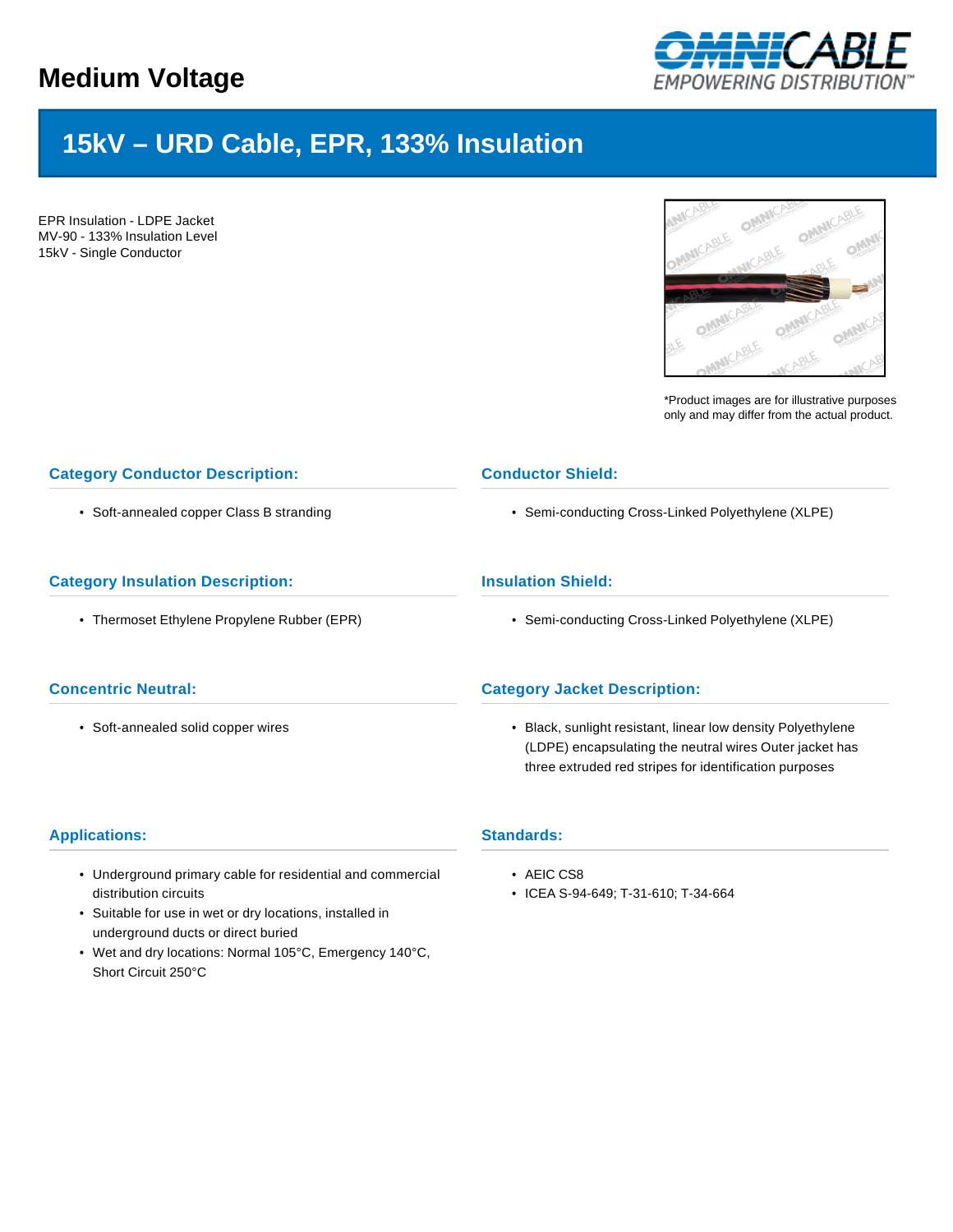# Medium Voltage

## 15kV – URD Cable, EPR, 133% Insulation

EPR Insulation - LDPE Jacket
MV-90 - 133% Insulation Level
15kV - Single Conductor

*Product images are for illustrative purposes only and may differ from the actual product.

### Category Conductor Description:

- Soft-annealed copper Class B stranding

### Conductor Shield:

- Semi-conducting Cross-Linked Polyethylene (XLPE)

### Category Insulation Description:

- Thermoset Ethylene Propylene Rubber (EPR)

### Insulation Shield:

- Semi-conducting Cross-Linked Polyethylene (XLPE)

### Concentric Neutral:

- Soft-annealed solid copper wires

### Category Jacket Description:

- Black, sunlight resistant, linear low density Polyethylene (LDPE) encapsulating the neutral wires Outer jacket has three extruded red stripes for identification purposes

### Applications:

- Underground primary cable for residential and commercial distribution circuits
- Suitable for use in wet or dry locations, installed in underground ducts or direct buried
- Wet and dry locations: Normal 105°C, Emergency 140°C, Short Circuit 250°C

### Standards:

- AEIC CS8
- ICEA S-94-649; T-31-610; T-34-664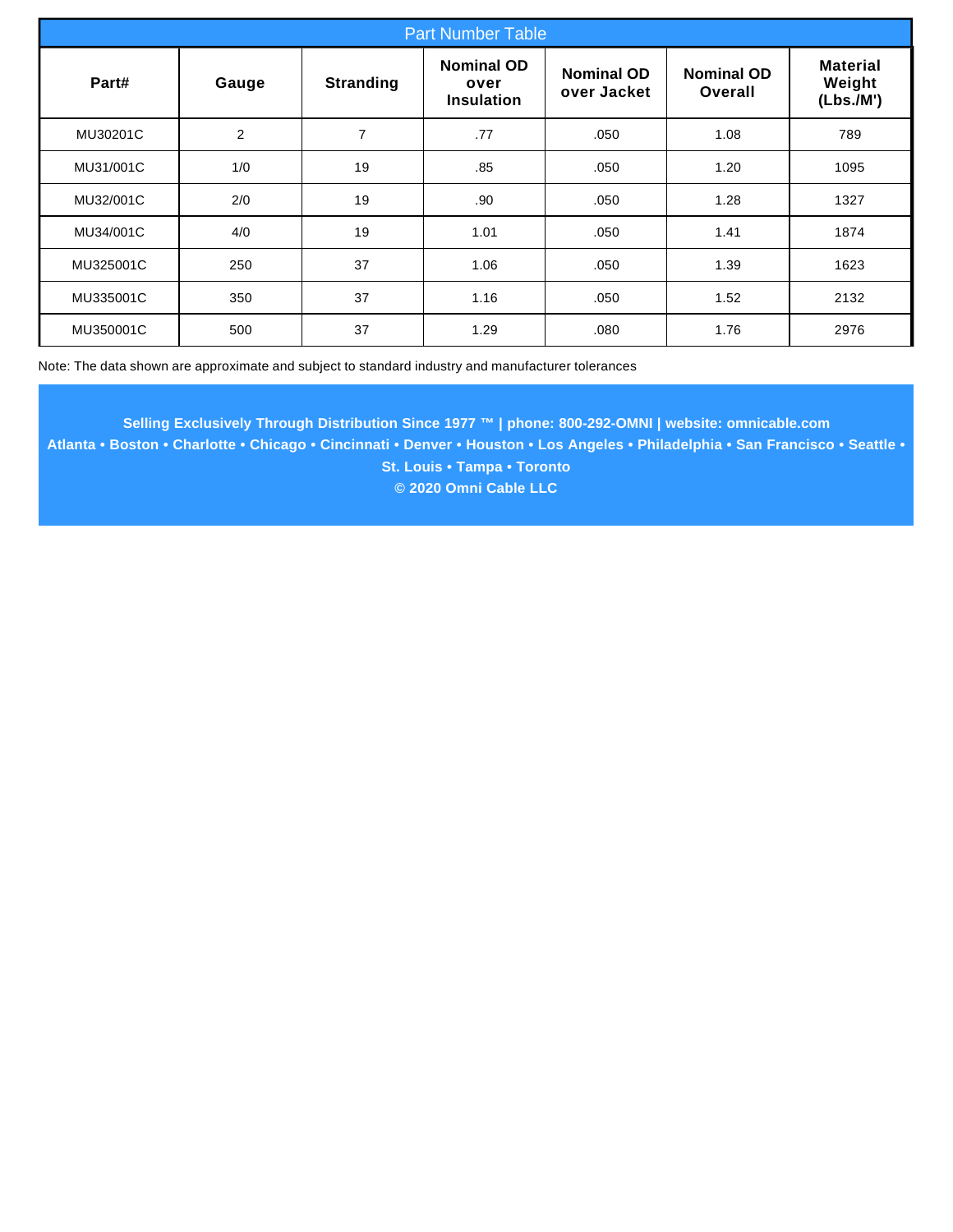## Part Number Table

| Part# | Gauge | Stranding | Nominal OD over Insulation | Nominal OD over Jacket | Nominal OD Overall | Material Weight (Lbs./M') |
|---|---|---|---|---|---|---|
| MU30201C | 2 | 7 | .77 | .050 | 1.08 | 789 |
| MU31/001C | 1/0 | 19 | .85 | .050 | 1.20 | 1095 |
| MU32/001C | 2/0 | 19 | .90 | .050 | 1.28 | 1327 |
| MU34/001C | 4/0 | 19 | 1.01 | .050 | 1.41 | 1874 |
| MU325001C | 250 | 37 | 1.06 | .050 | 1.39 | 1623 |
| MU335001C | 350 | 37 | 1.16 | .050 | 1.52 | 2132 |
| MU350001C | 500 | 37 | 1.29 | .080 | 1.76 | 2976 |

Note: The data shown are approximate and subject to standard industry and manufacturer tolerances

**Selling Exclusively Through Distribution Since 1977 ™ | phone: 800-292-OMNI | website: omnicable.com**

**Atlanta • Boston • Charlotte • Chicago • Cincinnati • Denver • Houston • Los Angeles • Philadelphia • San Francisco • Seattle • St. Louis • Tampa • Toronto**

**© 2020 Omni Cable LLC**